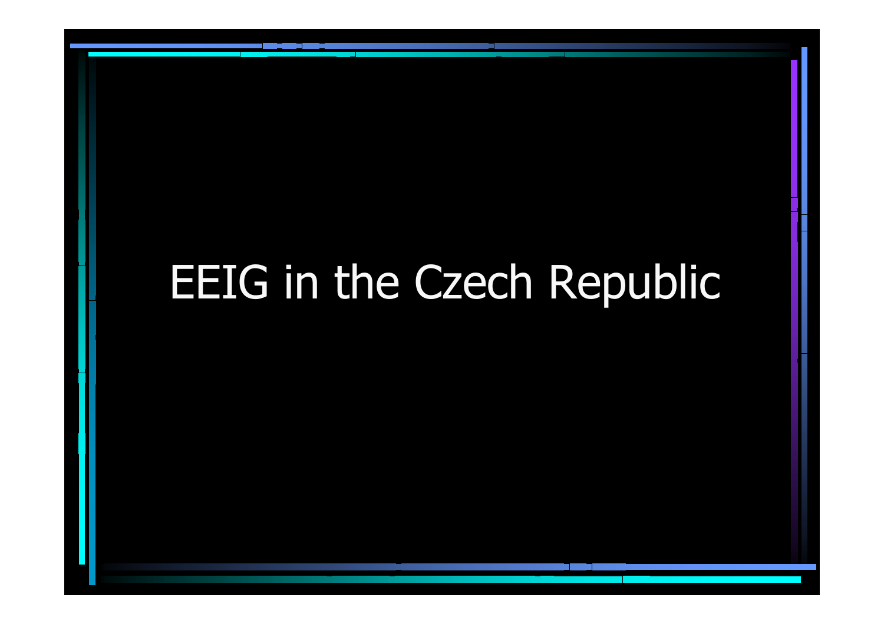# EEIG in the Czech Republic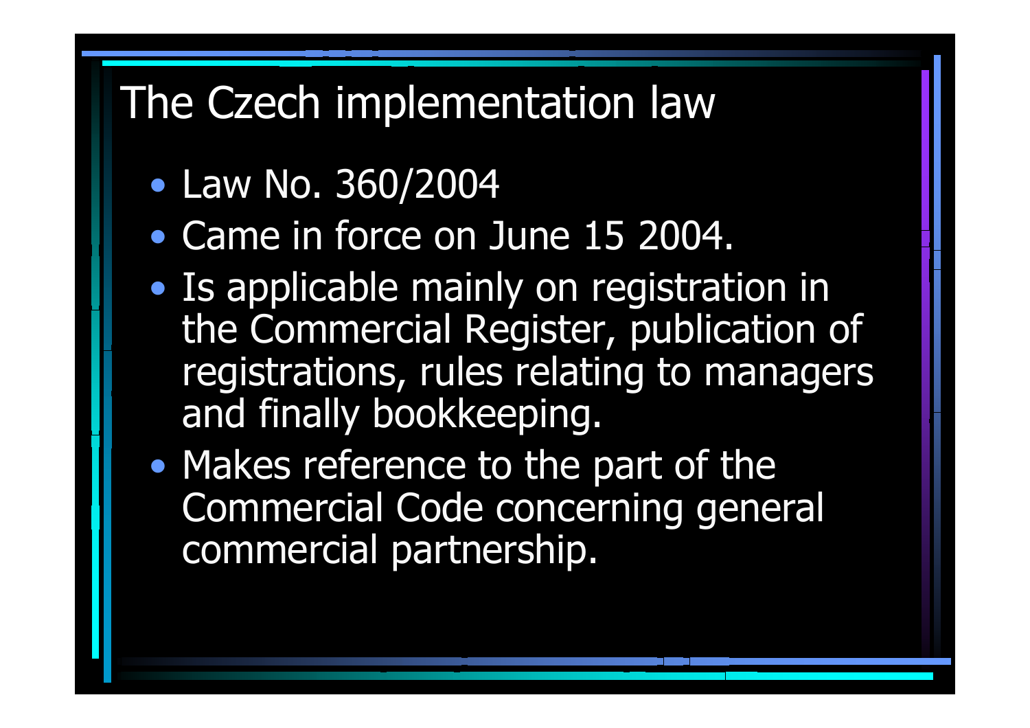# The Czech implementation law

- Law No. 360/2004
- Came in force on June 15 2004.
- Is applicable mainly on registration in the Commercial Register, publication of registrations, rules relating to managers and finally bookkeeping.
- Makes reference to the part of the Commercial Code concerning general commercial partnership.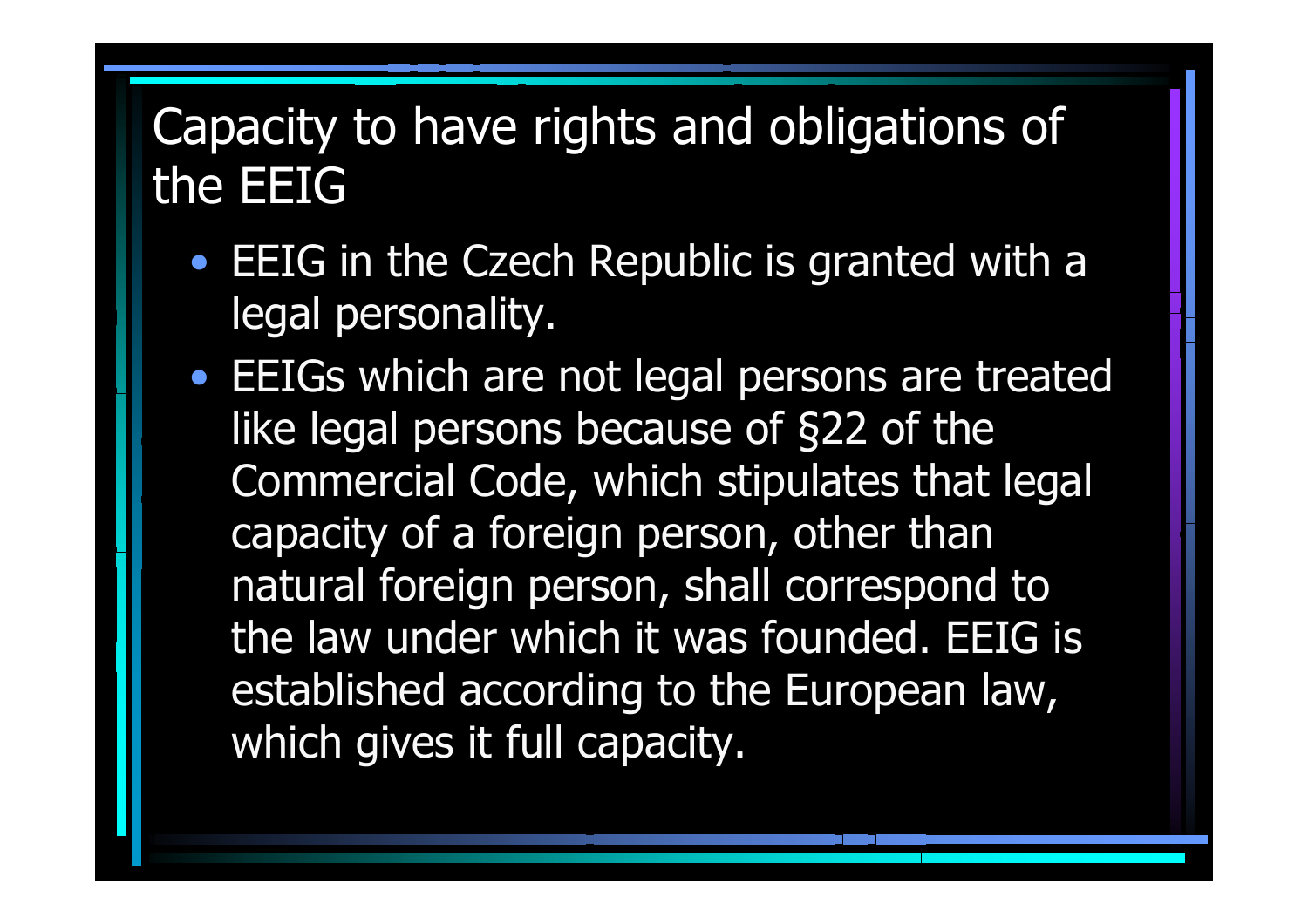# Capacity to have rights and obligations of the EEIG

- EEIG in the Czech Republic is granted with a legal personality.
- EEIGs which are not legal persons are treated like legal persons because of §22 of the Commercial Code, which stipulates that legal capacity of a foreign person, other than natural foreign person, shall correspond to the law under which it was founded. EEIG is established according to the European law, which gives it full capacity.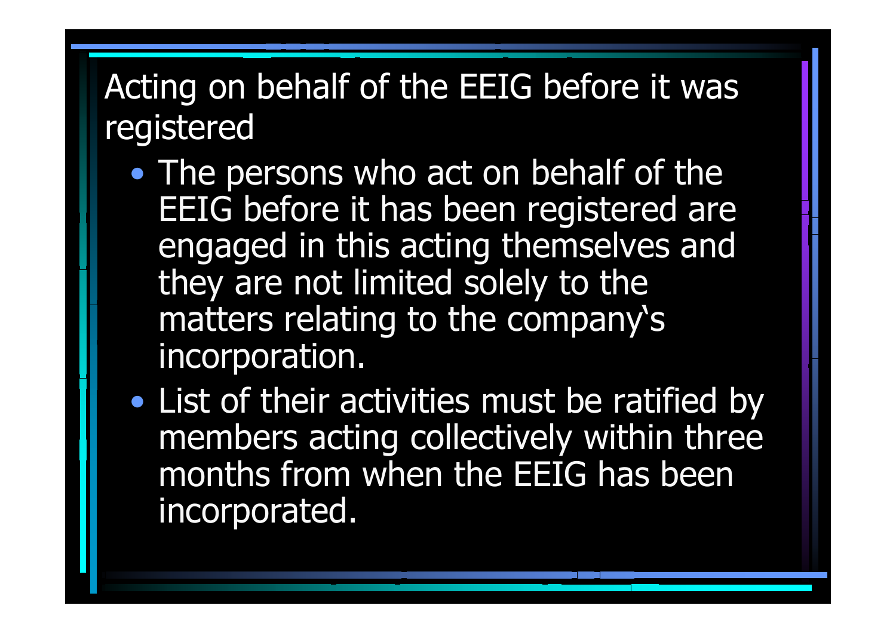# Acting on behalf of the EEIG before it was registered

- The persons who act on behalf of the EEIG before it has been registered are engaged in this acting themselves and they are not limited solely to the matters relating to the company's incorporation.
- List of their activities must be ratified by members acting collectively within three months from when the EEIG has been incorporated.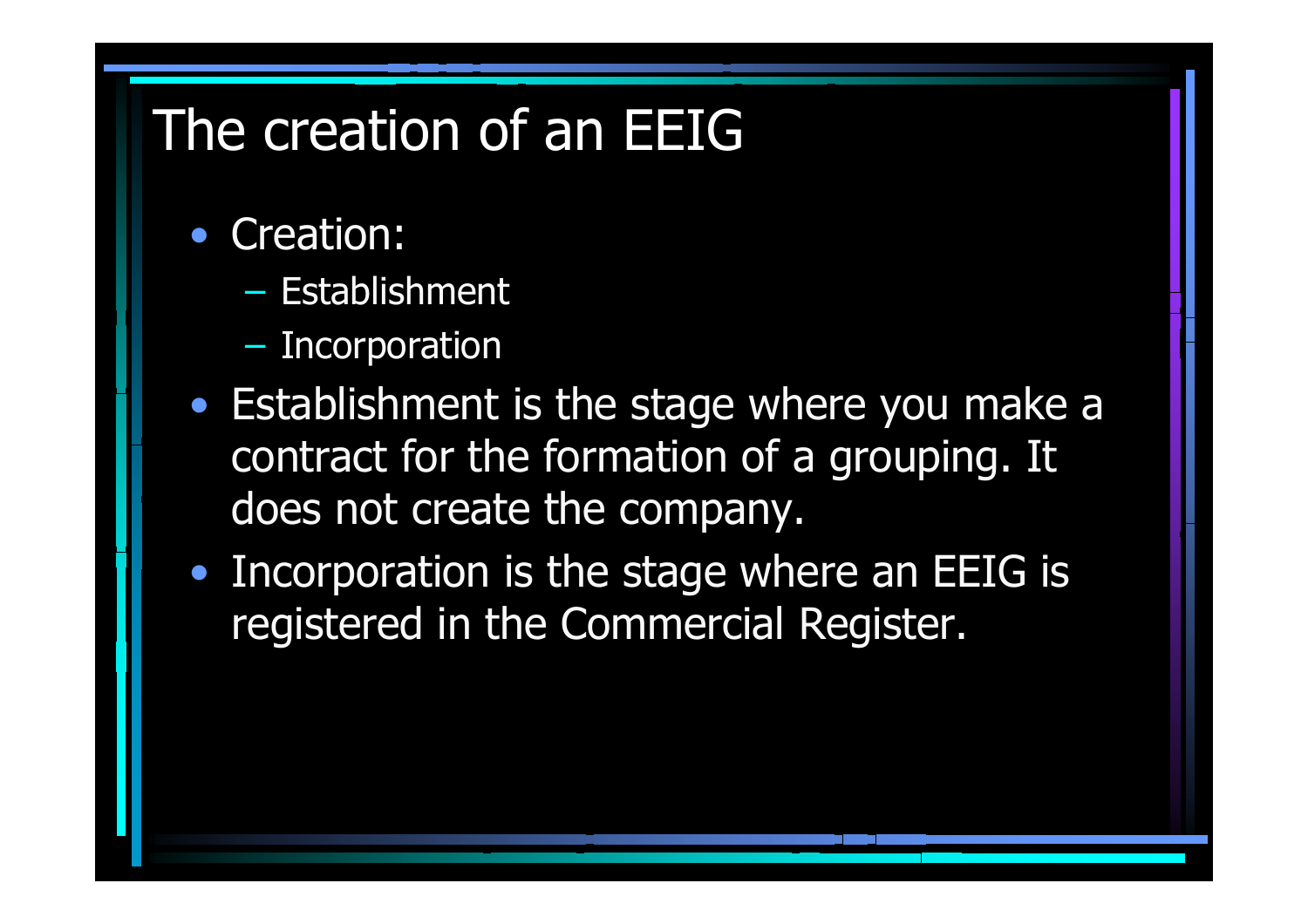# The creation of an EEIG

- Creation:
  - Establishment
  - Incorporation
- Establishment is the stage where you make a contract for the formation of a grouping. It does not create the company.
- Incorporation is the stage where an EEIG is registered in the Commercial Register.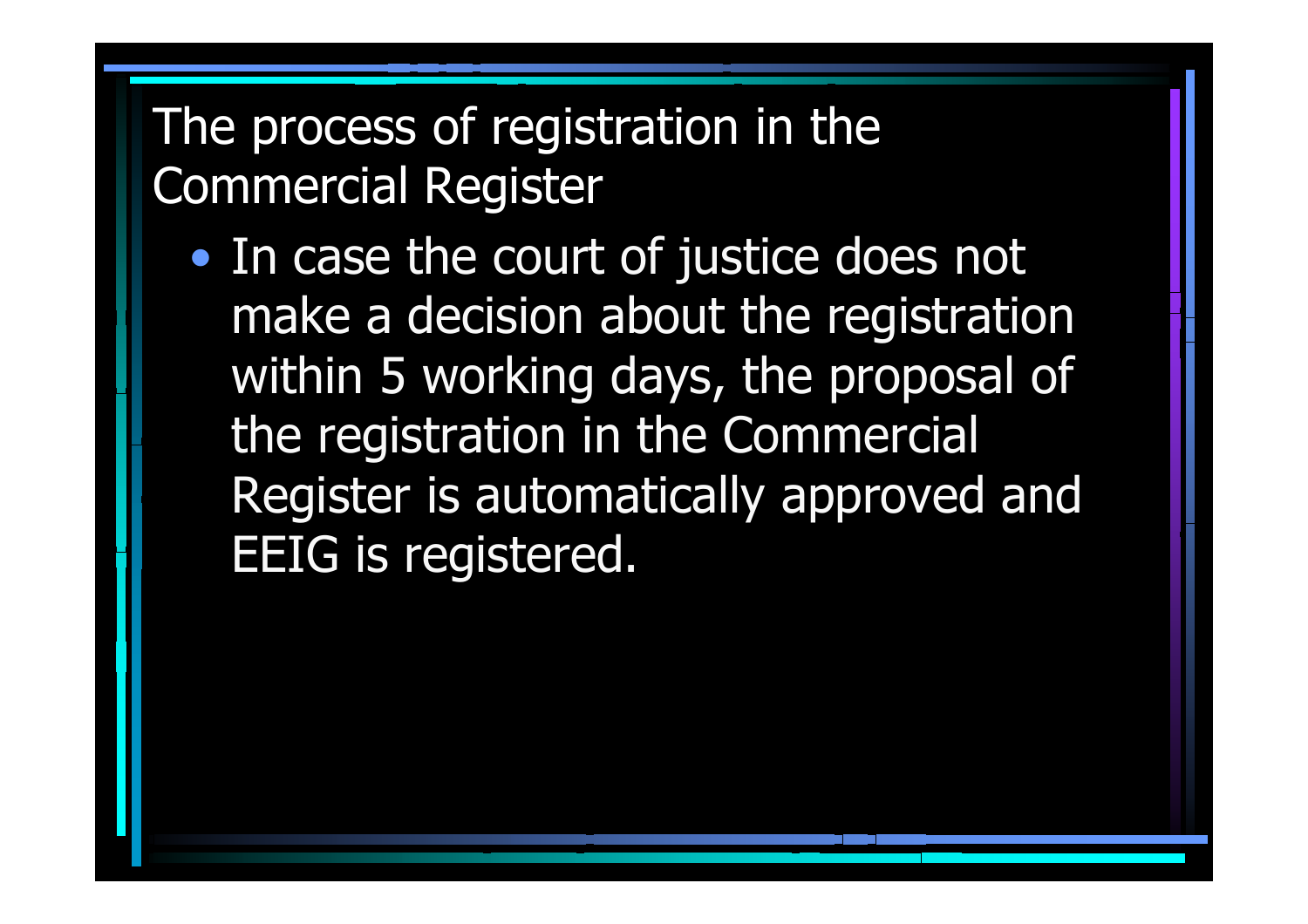# The process of registration in the Commercial Register

- In case the court of justice does not make a decision about the registration within 5 working days, the proposal of the registration in the Commercial Register is automatically approved and EEIG is registered.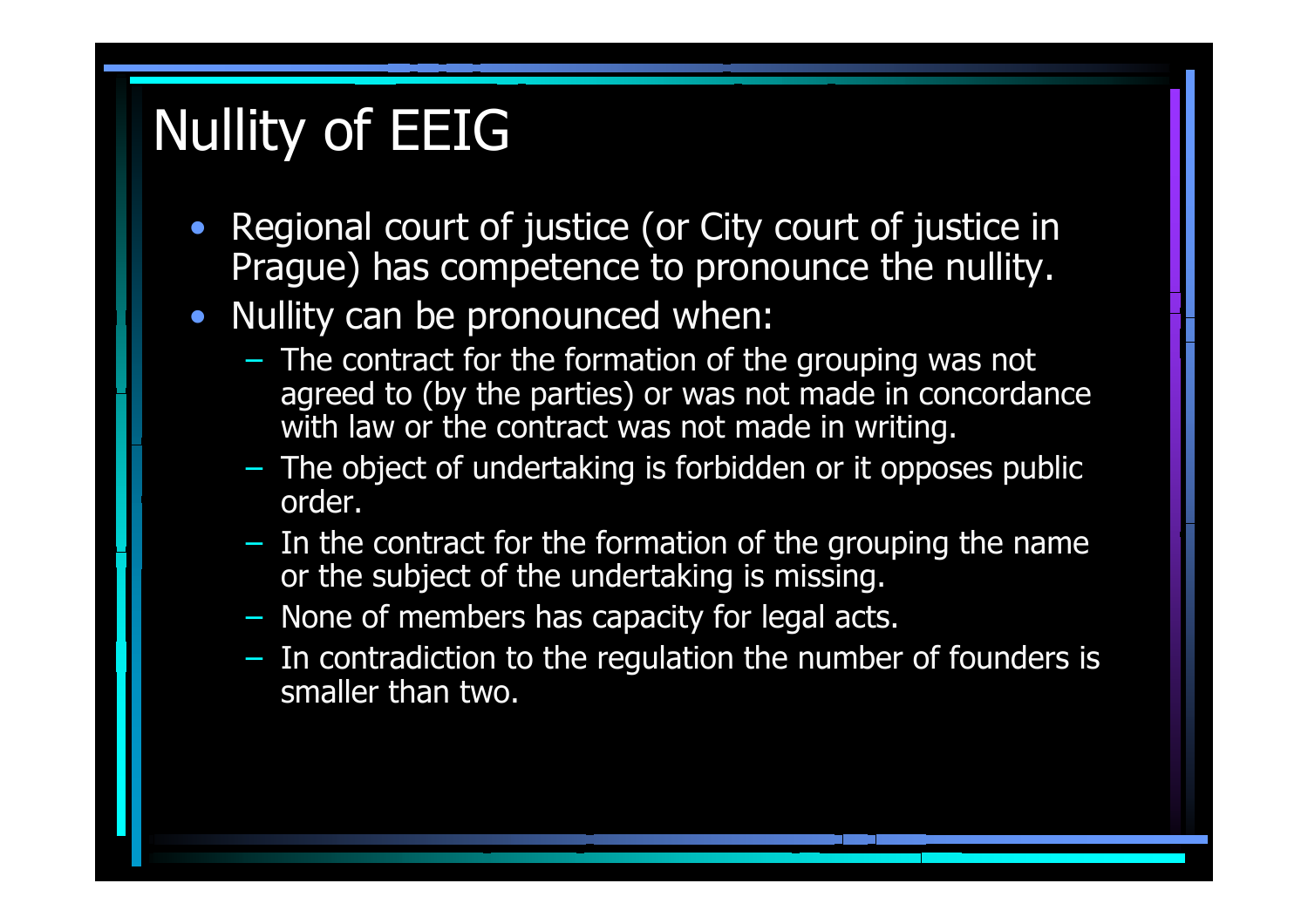# Nullity of EEIG

- Regional court of justice (or City court of justice in Prague) has competence to pronounce the nullity.
- Nullity can be pronounced when:
  - The contract for the formation of the grouping was not agreed to (by the parties) or was not made in concordance with law or the contract was not made in writing.
  - The object of undertaking is forbidden or it opposes public order.
  - In the contract for the formation of the grouping the name or the subject of the undertaking is missing.
  - None of members has capacity for legal acts.
  - In contradiction to the regulation the number of founders is smaller than two.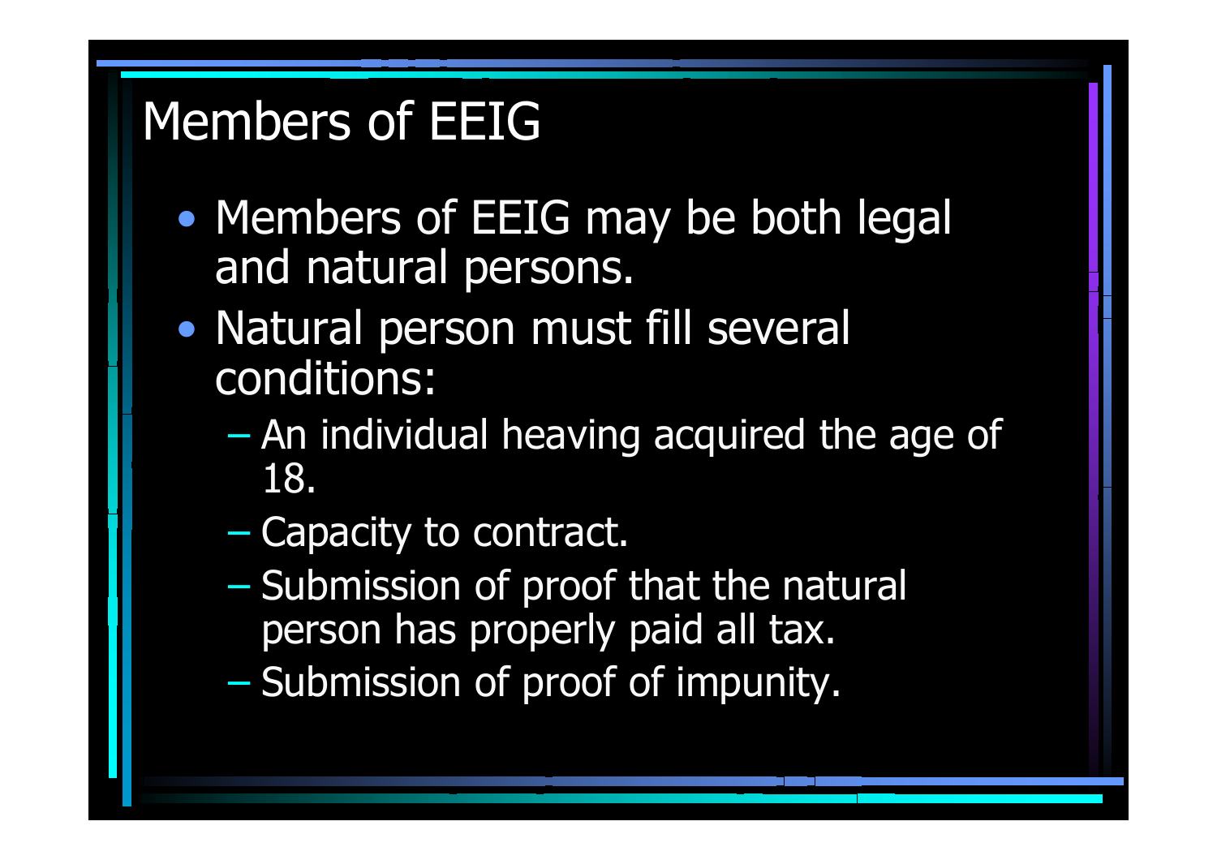# Members of EEIG

- Members of EEIG may be both legal and natural persons.
- Natural person must fill several conditions:
  - An individual heaving acquired the age of 18.
  - Capacity to contract.
  - Submission of proof that the natural person has properly paid all tax.
  - Submission of proof of impunity.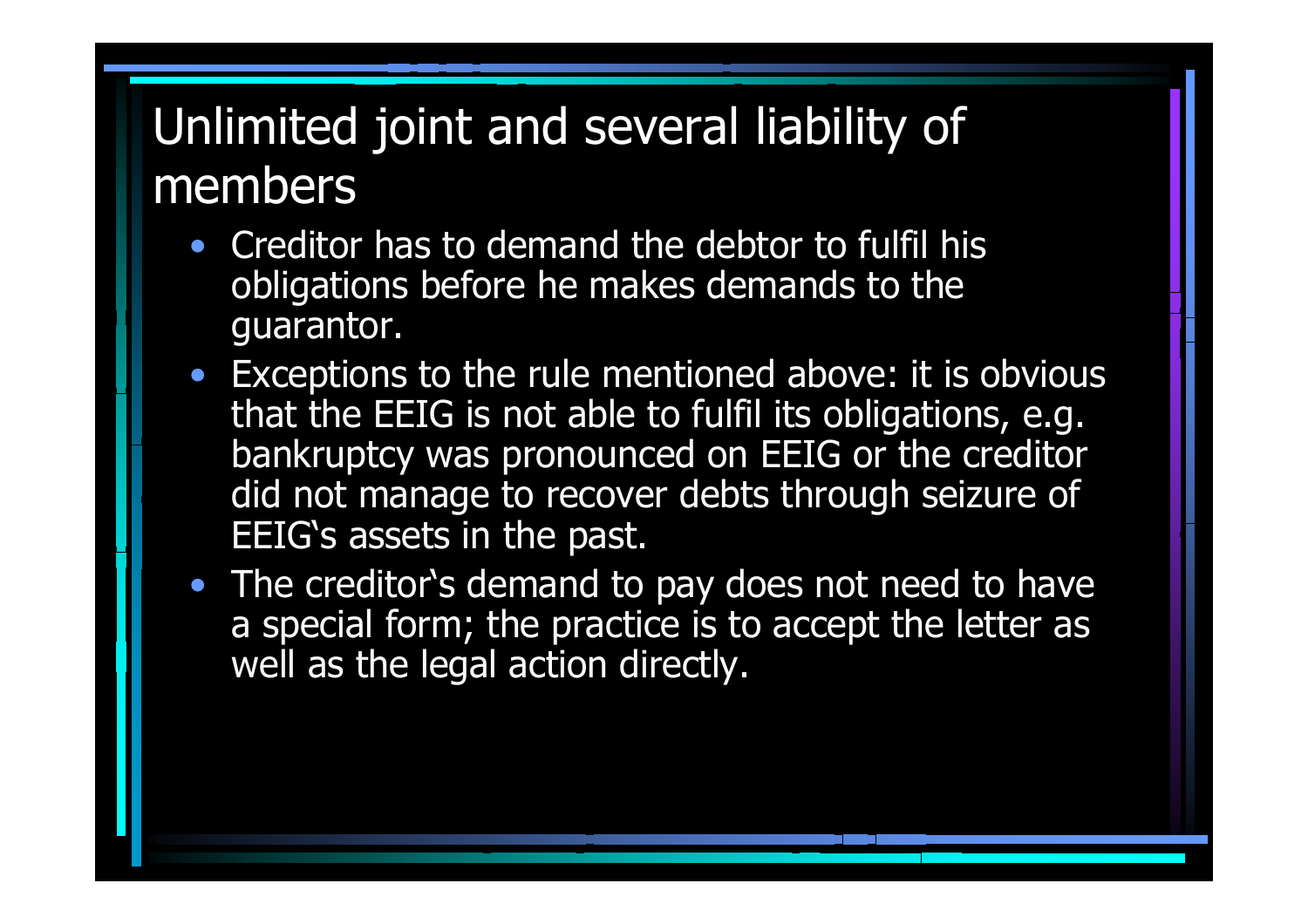# Unlimited joint and several liability of members

- Creditor has to demand the debtor to fulfil his obligations before he makes demands to the guarantor.
- Exceptions to the rule mentioned above: it is obvious that the EEIG is not able to fulfil its obligations, e.g. bankruptcy was pronounced on EEIG or the creditor did not manage to recover debts through seizure of EEIG's assets in the past.
- The creditor's demand to pay does not need to have a special form; the practice is to accept the letter as well as the legal action directly.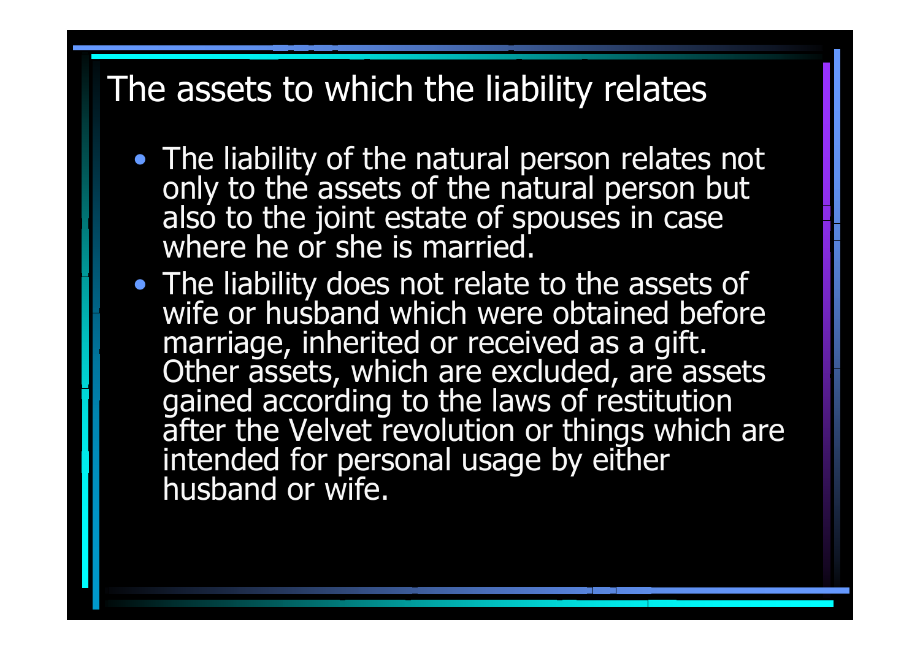# The assets to which the liability relates

- The liability of the natural person relates not only to the assets of the natural person but also to the joint estate of spouses in case where he or she is married.
- The liability does not relate to the assets of wife or husband which were obtained before marriage, inherited or received as a gift. Other assets, which are excluded, are assets gained according to the laws of restitution after the Velvet revolution or things which are intended for personal usage by either husband or wife.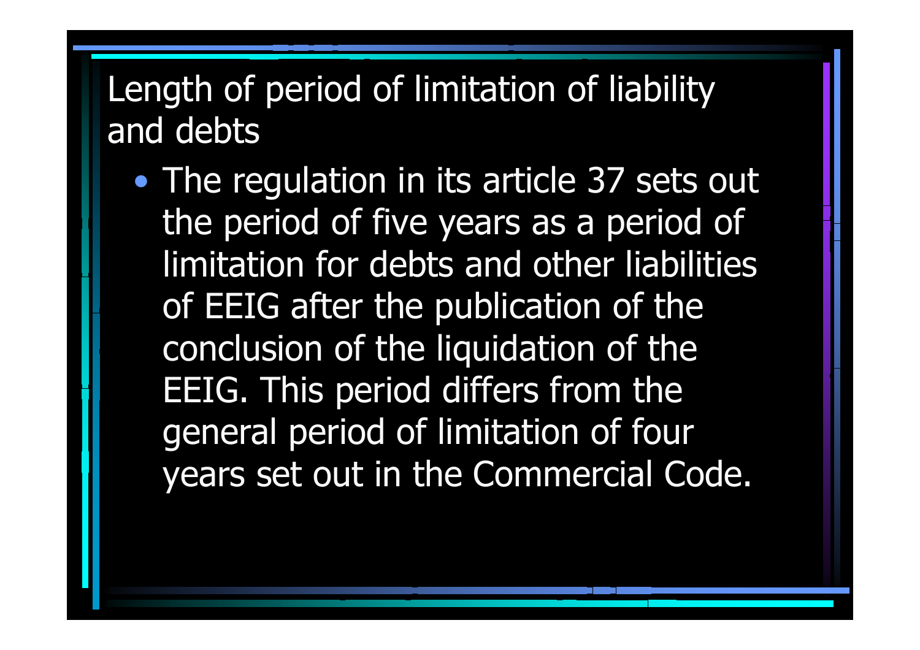# Length of period of limitation of liability and debts

- The regulation in its article 37 sets out the period of five years as a period of limitation for debts and other liabilities of EEIG after the publication of the conclusion of the liquidation of the EEIG. This period differs from the general period of limitation of four years set out in the Commercial Code.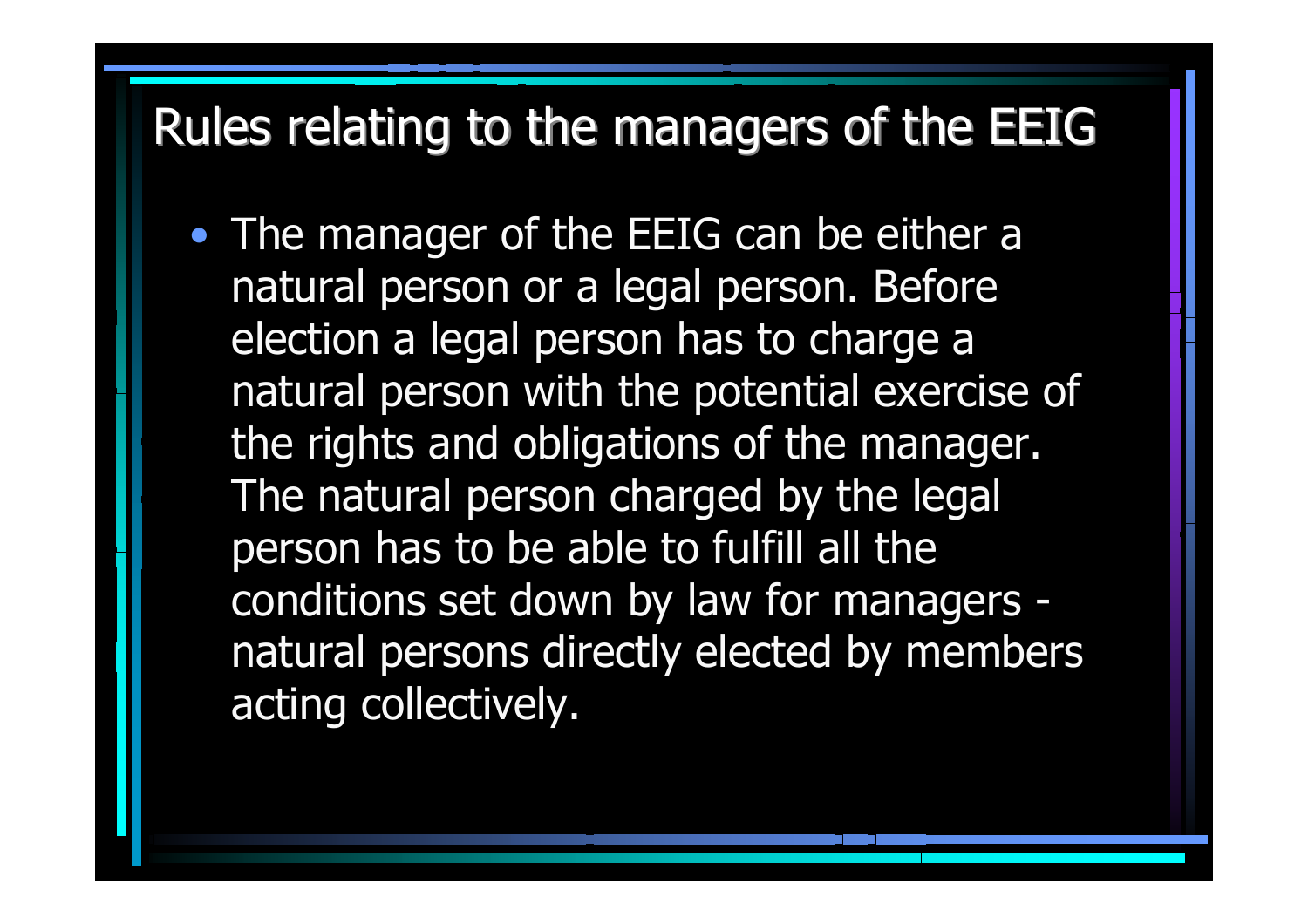# Rules relating to the managers of the EEIG

- The manager of the EEIG can be either a natural person or a legal person. Before election a legal person has to charge a natural person with the potential exercise of the rights and obligations of the manager. The natural person charged by the legal person has to be able to fulfill all the conditions set down by law for managers - natural persons directly elected by members acting collectively.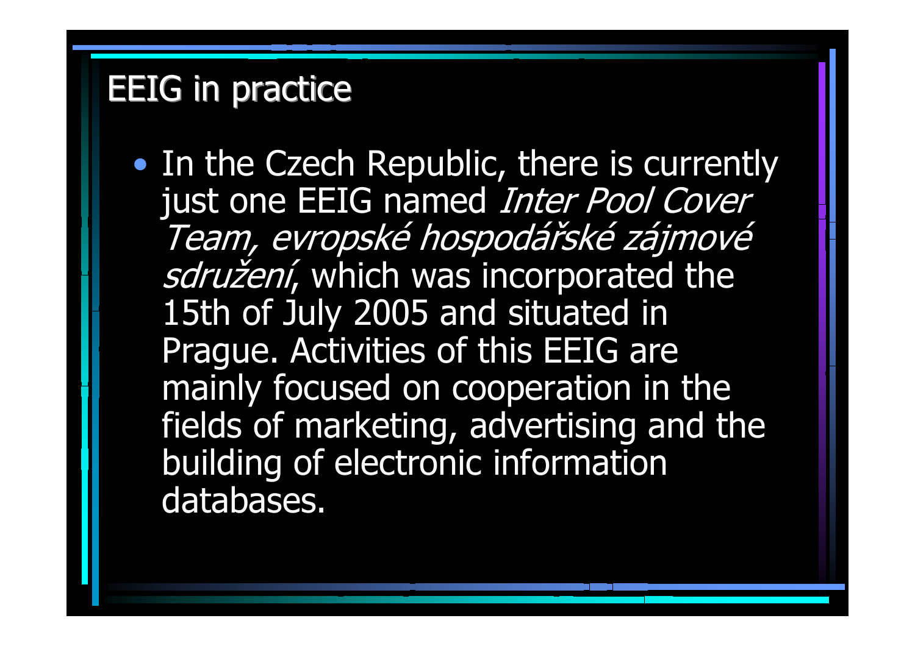# EEIG in practice

- In the Czech Republic, there is currently just one EEIG named *Inter Pool Cover Team, evropské hospodářské zájmové sdružení*, which was incorporated the 15th of July 2005 and situated in Prague. Activities of this EEIG are mainly focused on cooperation in the fields of marketing, advertising and the building of electronic information databases.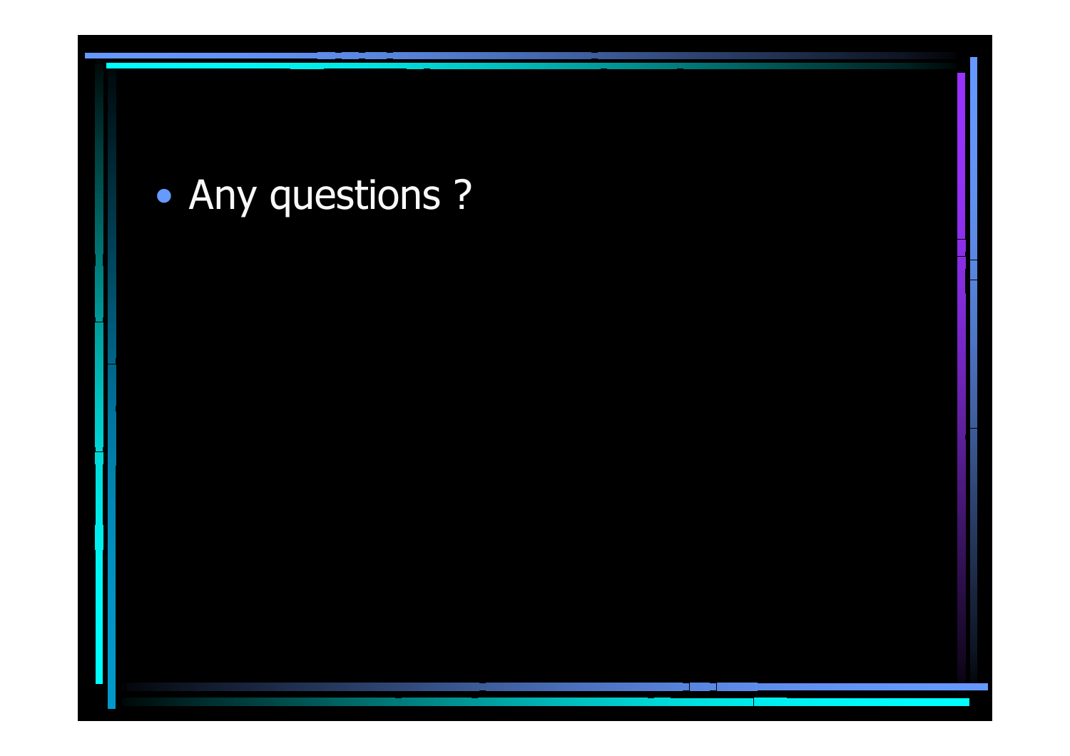- Any questions ?